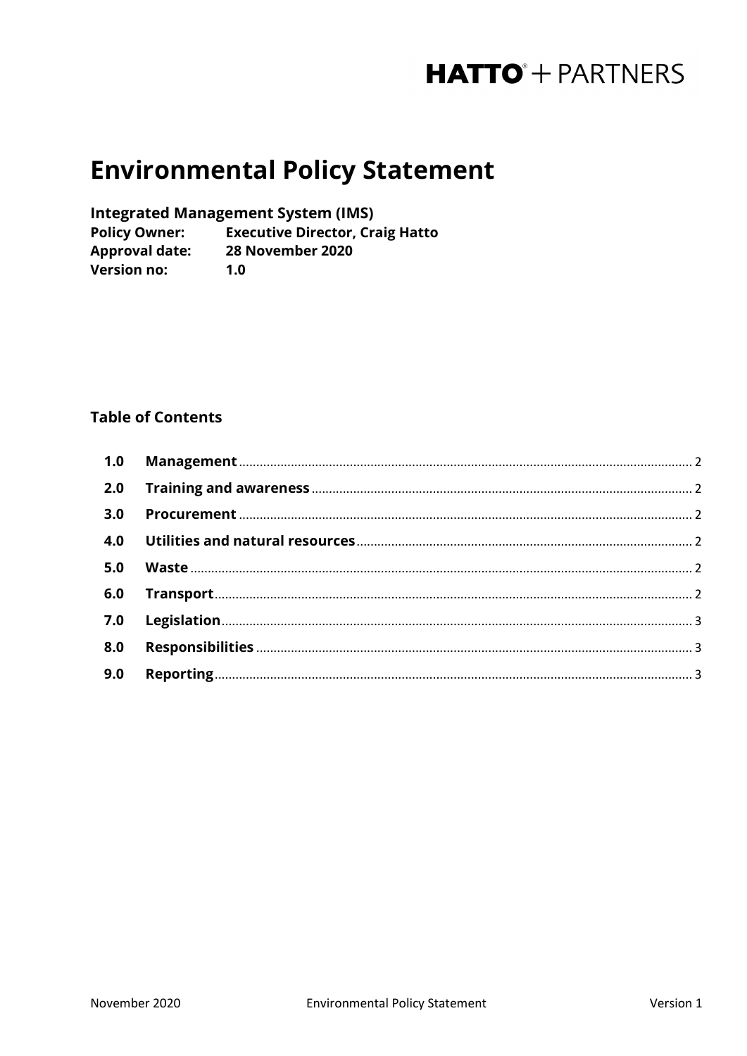HATTO + PARTNERS

# Environmental Policy Statement

**Integrated Management System (IMS)**

**Policy Owner:** **Executive Director, Craig Hatto**
**Approval date:** **28 November 2020**
**Version no:** **1.0**

## Table of Contents

| | | |
|---|---|---|
| **1.0** | **Management** | 2 |
| **2.0** | **Training and awareness** | 2 |
| **3.0** | **Procurement** | 2 |
| **4.0** | **Utilities and natural resources** | 2 |
| **5.0** | **Waste** | 2 |
| **6.0** | **Transport** | 2 |
| **7.0** | **Legislation** | 3 |
| **8.0** | **Responsibilities** | 3 |
| **9.0** | **Reporting** | 3 |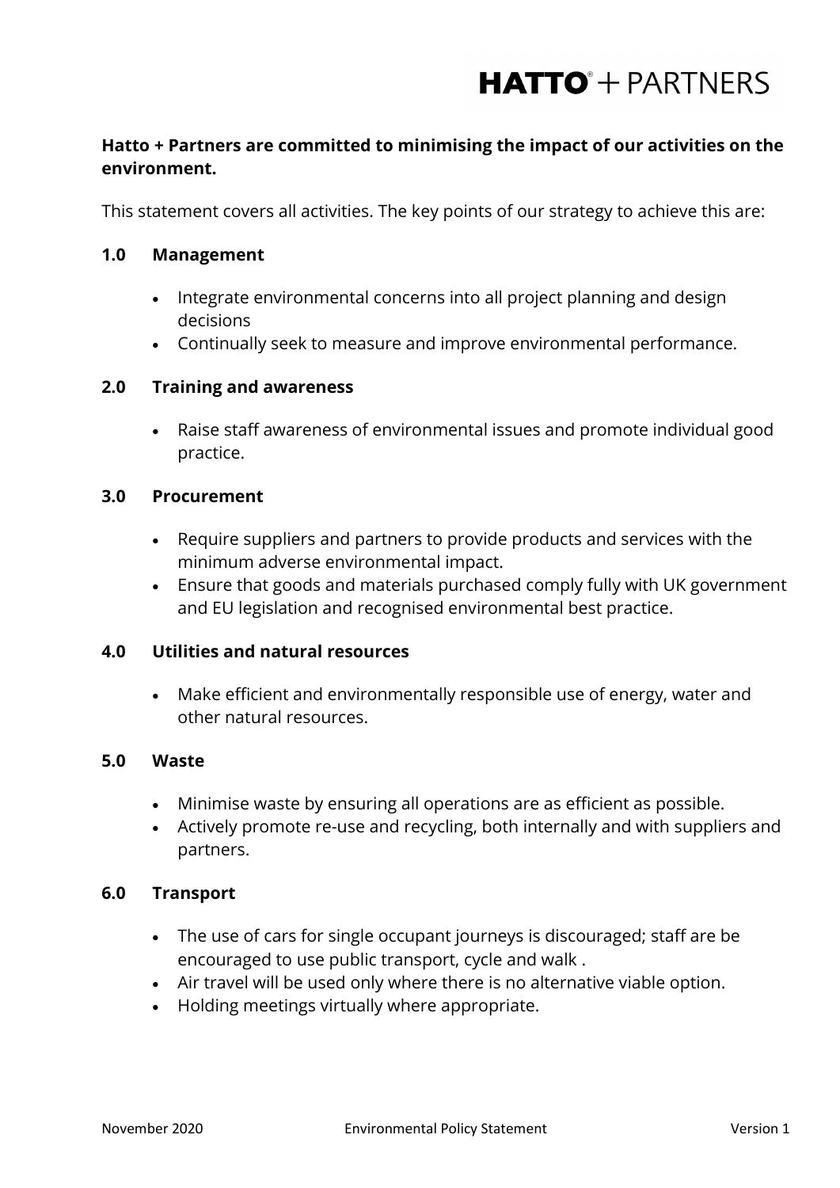**Hatto + Partners are committed to minimising the impact of our activities on the environment.**

This statement covers all activities. The key points of our strategy to achieve this are:

### 1.0 Management

- Integrate environmental concerns into all project planning and design decisions
- Continually seek to measure and improve environmental performance.

### 2.0 Training and awareness

- Raise staff awareness of environmental issues and promote individual good practice.

### 3.0 Procurement

- Require suppliers and partners to provide products and services with the minimum adverse environmental impact.
- Ensure that goods and materials purchased comply fully with UK government and EU legislation and recognised environmental best practice.

### 4.0 Utilities and natural resources

- Make efficient and environmentally responsible use of energy, water and other natural resources.

### 5.0 Waste

- Minimise waste by ensuring all operations are as efficient as possible.
- Actively promote re-use and recycling, both internally and with suppliers and partners.

### 6.0 Transport

- The use of cars for single occupant journeys is discouraged; staff are be encouraged to use public transport, cycle and walk .
- Air travel will be used only where there is no alternative viable option.
- Holding meetings virtually where appropriate.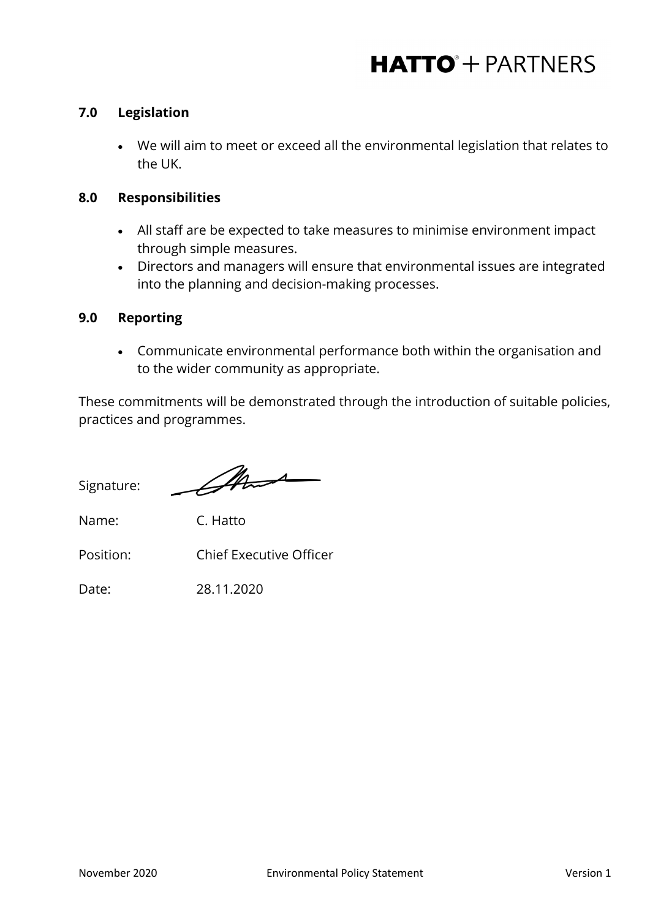## 7.0 Legislation

- We will aim to meet or exceed all the environmental legislation that relates to the UK.

## 8.0 Responsibilities

- All staff are be expected to take measures to minimise environment impact through simple measures.
- Directors and managers will ensure that environmental issues are integrated into the planning and decision-making processes.

## 9.0 Reporting

- Communicate environmental performance both within the organisation and to the wider community as appropriate.

These commitments will be demonstrated through the introduction of suitable policies, practices and programmes.

Signature:

Name: C. Hatto

Position: Chief Executive Officer

Date: 28.11.2020